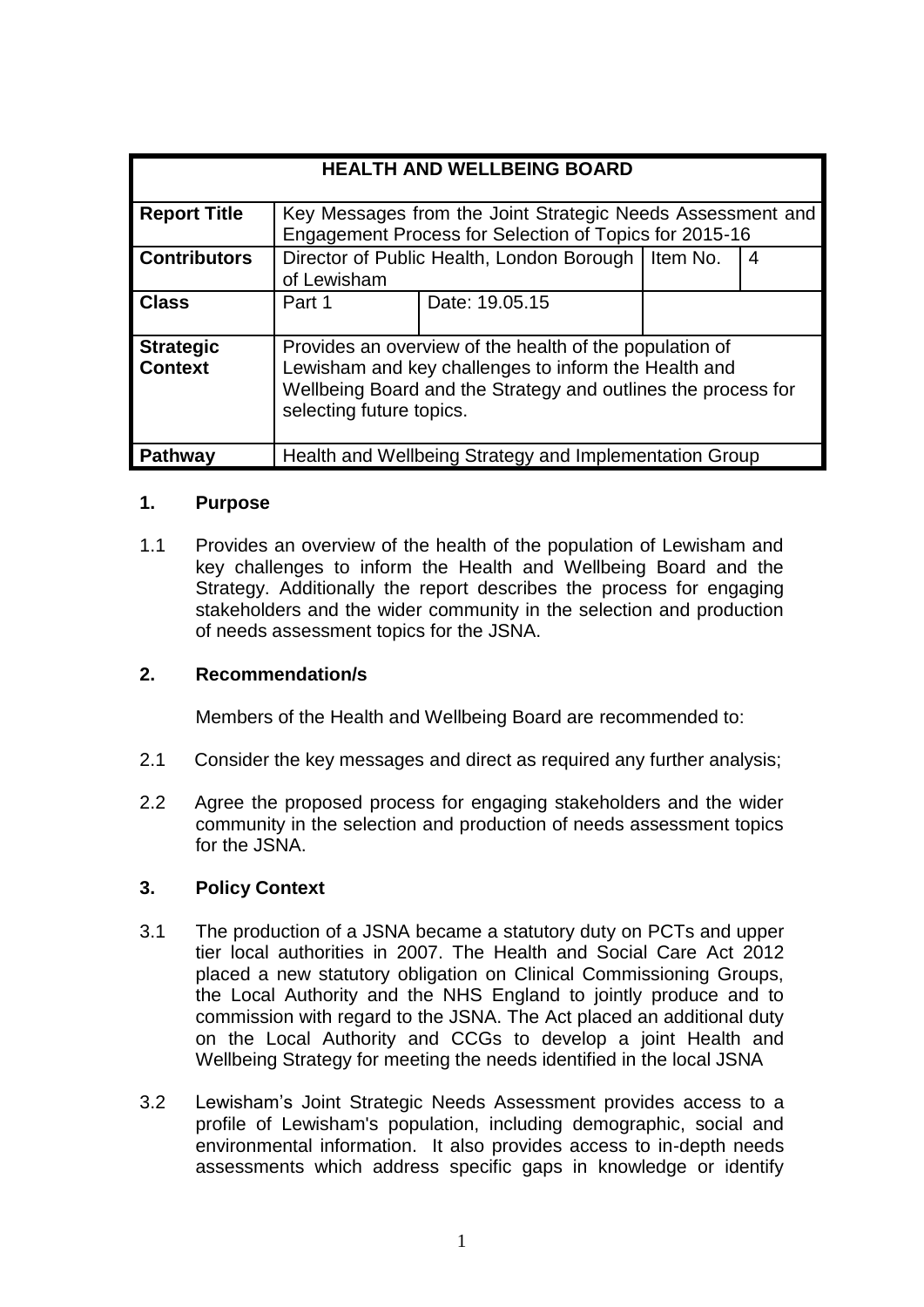| HEALTH AND WELLBEING BOARD | | | | |
|---|---|---|---|---|
| **Report Title** | Key Messages from the Joint Strategic Needs Assessment and Engagement Process for Selection of Topics for 2015-16 | | | |
| **Contributors** | Director of Public Health, London Borough of Lewisham | | Item No. | 4 |
| **Class** | Part 1 | Date: 19.05.15 | | |
| **Strategic Context** | Provides an overview of the health of the population of Lewisham and key challenges to inform the Health and Wellbeing Board and the Strategy and outlines the process for selecting future topics. | | | |
| **Pathway** | Health and Wellbeing Strategy and Implementation Group | | | |

## 1. Purpose

1.1 Provides an overview of the health of the population of Lewisham and key challenges to inform the Health and Wellbeing Board and the Strategy. Additionally the report describes the process for engaging stakeholders and the wider community in the selection and production of needs assessment topics for the JSNA.

## 2. Recommendation/s

Members of the Health and Wellbeing Board are recommended to:

2.1 Consider the key messages and direct as required any further analysis;

2.2 Agree the proposed process for engaging stakeholders and the wider community in the selection and production of needs assessment topics for the JSNA.

## 3. Policy Context

3.1 The production of a JSNA became a statutory duty on PCTs and upper tier local authorities in 2007. The Health and Social Care Act 2012 placed a new statutory obligation on Clinical Commissioning Groups, the Local Authority and the NHS England to jointly produce and to commission with regard to the JSNA. The Act placed an additional duty on the Local Authority and CCGs to develop a joint Health and Wellbeing Strategy for meeting the needs identified in the local JSNA

3.2 Lewisham's Joint Strategic Needs Assessment provides access to a profile of Lewisham's population, including demographic, social and environmental information. It also provides access to in-depth needs assessments which address specific gaps in knowledge or identify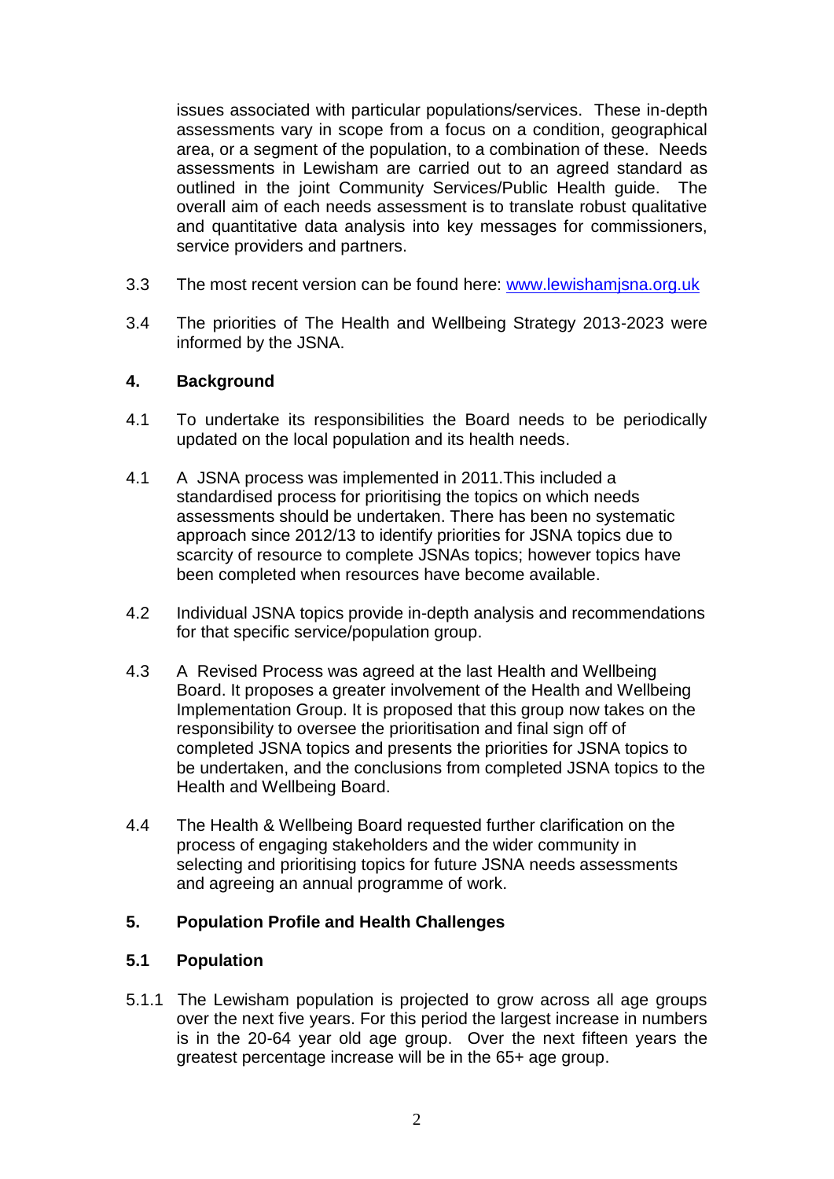issues associated with particular populations/services. These in-depth assessments vary in scope from a focus on a condition, geographical area, or a segment of the population, to a combination of these. Needs assessments in Lewisham are carried out to an agreed standard as outlined in the joint Community Services/Public Health guide. The overall aim of each needs assessment is to translate robust qualitative and quantitative data analysis into key messages for commissioners, service providers and partners.

3.3 The most recent version can be found here: [www.lewishamjsna.org.uk](http://www.lewishamjsna.org.uk)

3.4 The priorities of The Health and Wellbeing Strategy 2013-2023 were informed by the JSNA.

## 4. Background

4.1 To undertake its responsibilities the Board needs to be periodically updated on the local population and its health needs.

4.1 A JSNA process was implemented in 2011.This included a standardised process for prioritising the topics on which needs assessments should be undertaken. There has been no systematic approach since 2012/13 to identify priorities for JSNA topics due to scarcity of resource to complete JSNAs topics; however topics have been completed when resources have become available.

4.2 Individual JSNA topics provide in-depth analysis and recommendations for that specific service/population group.

4.3 A Revised Process was agreed at the last Health and Wellbeing Board. It proposes a greater involvement of the Health and Wellbeing Implementation Group. It is proposed that this group now takes on the responsibility to oversee the prioritisation and final sign off of completed JSNA topics and presents the priorities for JSNA topics to be undertaken, and the conclusions from completed JSNA topics to the Health and Wellbeing Board.

4.4 The Health & Wellbeing Board requested further clarification on the process of engaging stakeholders and the wider community in selecting and prioritising topics for future JSNA needs assessments and agreeing an annual programme of work.

## 5. Population Profile and Health Challenges

### 5.1 Population

5.1.1 The Lewisham population is projected to grow across all age groups over the next five years. For this period the largest increase in numbers is in the 20-64 year old age group. Over the next fifteen years the greatest percentage increase will be in the 65+ age group.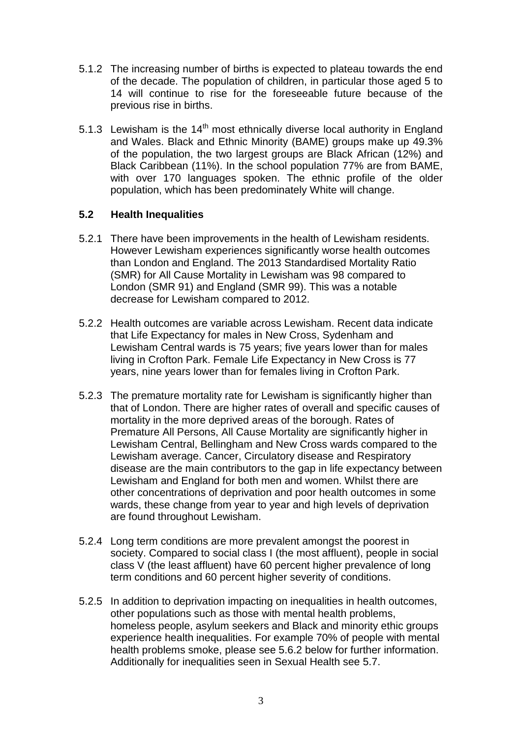5.1.2 The increasing number of births is expected to plateau towards the end of the decade. The population of children, in particular those aged 5 to 14 will continue to rise for the foreseeable future because of the previous rise in births.

5.1.3 Lewisham is the 14th most ethnically diverse local authority in England and Wales. Black and Ethnic Minority (BAME) groups make up 49.3% of the population, the two largest groups are Black African (12%) and Black Caribbean (11%). In the school population 77% are from BAME, with over 170 languages spoken. The ethnic profile of the older population, which has been predominately White will change.

### 5.2 Health Inequalities

5.2.1 There have been improvements in the health of Lewisham residents. However Lewisham experiences significantly worse health outcomes than London and England. The 2013 Standardised Mortality Ratio (SMR) for All Cause Mortality in Lewisham was 98 compared to London (SMR 91) and England (SMR 99). This was a notable decrease for Lewisham compared to 2012.

5.2.2 Health outcomes are variable across Lewisham. Recent data indicate that Life Expectancy for males in New Cross, Sydenham and Lewisham Central wards is 75 years; five years lower than for males living in Crofton Park. Female Life Expectancy in New Cross is 77 years, nine years lower than for females living in Crofton Park.

5.2.3 The premature mortality rate for Lewisham is significantly higher than that of London. There are higher rates of overall and specific causes of mortality in the more deprived areas of the borough. Rates of Premature All Persons, All Cause Mortality are significantly higher in Lewisham Central, Bellingham and New Cross wards compared to the Lewisham average. Cancer, Circulatory disease and Respiratory disease are the main contributors to the gap in life expectancy between Lewisham and England for both men and women. Whilst there are other concentrations of deprivation and poor health outcomes in some wards, these change from year to year and high levels of deprivation are found throughout Lewisham.

5.2.4 Long term conditions are more prevalent amongst the poorest in society. Compared to social class I (the most affluent), people in social class V (the least affluent) have 60 percent higher prevalence of long term conditions and 60 percent higher severity of conditions.

5.2.5 In addition to deprivation impacting on inequalities in health outcomes, other populations such as those with mental health problems, homeless people, asylum seekers and Black and minority ethic groups experience health inequalities. For example 70% of people with mental health problems smoke, please see 5.6.2 below for further information. Additionally for inequalities seen in Sexual Health see 5.7.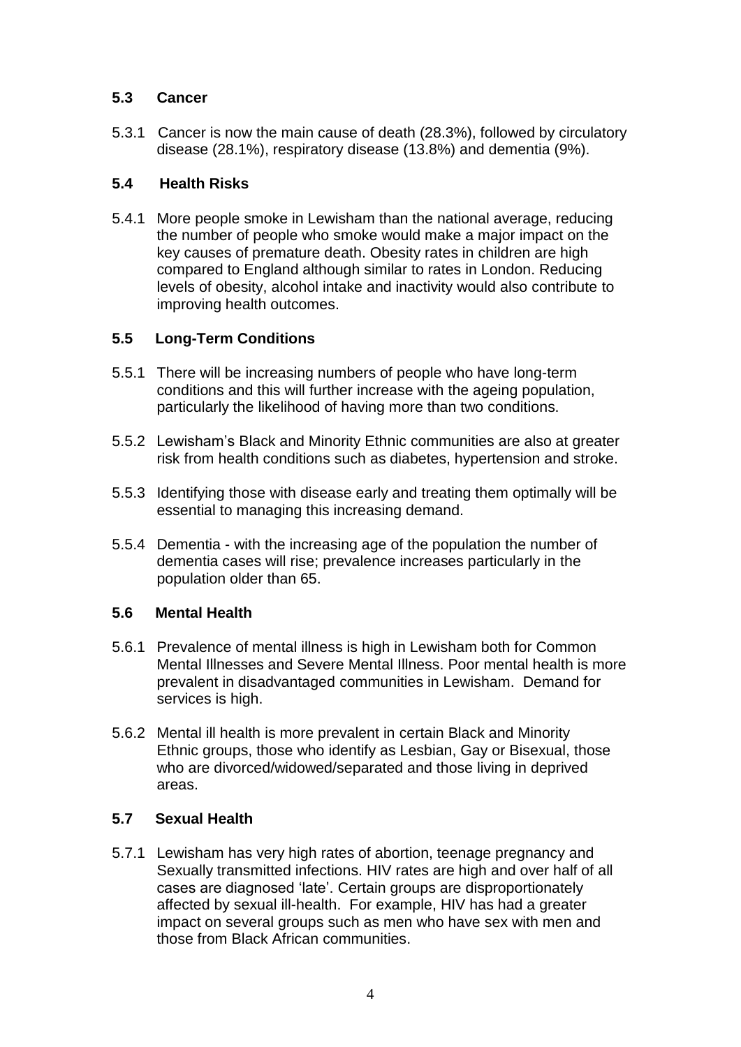## 5.3 Cancer

5.3.1 Cancer is now the main cause of death (28.3%), followed by circulatory disease (28.1%), respiratory disease (13.8%) and dementia (9%).

## 5.4 Health Risks

5.4.1 More people smoke in Lewisham than the national average, reducing the number of people who smoke would make a major impact on the key causes of premature death. Obesity rates in children are high compared to England although similar to rates in London. Reducing levels of obesity, alcohol intake and inactivity would also contribute to improving health outcomes.

## 5.5 Long-Term Conditions

5.5.1 There will be increasing numbers of people who have long-term conditions and this will further increase with the ageing population, particularly the likelihood of having more than two conditions.

5.5.2 Lewisham's Black and Minority Ethnic communities are also at greater risk from health conditions such as diabetes, hypertension and stroke.

5.5.3 Identifying those with disease early and treating them optimally will be essential to managing this increasing demand.

5.5.4 Dementia - with the increasing age of the population the number of dementia cases will rise; prevalence increases particularly in the population older than 65.

## 5.6 Mental Health

5.6.1 Prevalence of mental illness is high in Lewisham both for Common Mental Illnesses and Severe Mental Illness. Poor mental health is more prevalent in disadvantaged communities in Lewisham. Demand for services is high.

5.6.2 Mental ill health is more prevalent in certain Black and Minority Ethnic groups, those who identify as Lesbian, Gay or Bisexual, those who are divorced/widowed/separated and those living in deprived areas.

## 5.7 Sexual Health

5.7.1 Lewisham has very high rates of abortion, teenage pregnancy and Sexually transmitted infections. HIV rates are high and over half of all cases are diagnosed 'late'. Certain groups are disproportionately affected by sexual ill-health. For example, HIV has had a greater impact on several groups such as men who have sex with men and those from Black African communities.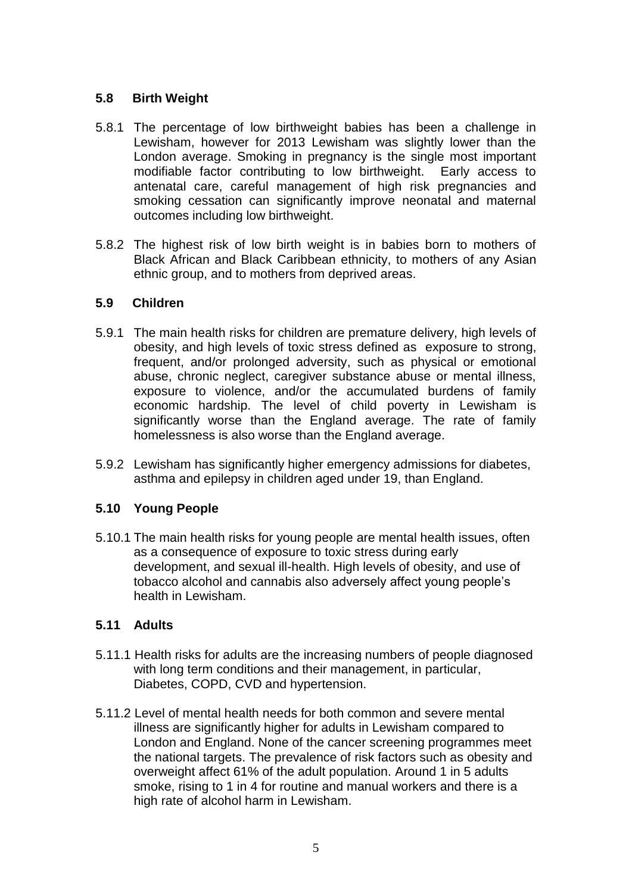### 5.8 Birth Weight

5.8.1 The percentage of low birthweight babies has been a challenge in Lewisham, however for 2013 Lewisham was slightly lower than the London average. Smoking in pregnancy is the single most important modifiable factor contributing to low birthweight. Early access to antenatal care, careful management of high risk pregnancies and smoking cessation can significantly improve neonatal and maternal outcomes including low birthweight.

5.8.2 The highest risk of low birth weight is in babies born to mothers of Black African and Black Caribbean ethnicity, to mothers of any Asian ethnic group, and to mothers from deprived areas.

### 5.9 Children

5.9.1 The main health risks for children are premature delivery, high levels of obesity, and high levels of toxic stress defined as exposure to strong, frequent, and/or prolonged adversity, such as physical or emotional abuse, chronic neglect, caregiver substance abuse or mental illness, exposure to violence, and/or the accumulated burdens of family economic hardship. The level of child poverty in Lewisham is significantly worse than the England average. The rate of family homelessness is also worse than the England average.

5.9.2 Lewisham has significantly higher emergency admissions for diabetes, asthma and epilepsy in children aged under 19, than England.

### 5.10 Young People

5.10.1 The main health risks for young people are mental health issues, often as a consequence of exposure to toxic stress during early development, and sexual ill-health. High levels of obesity, and use of tobacco alcohol and cannabis also adversely affect young people's health in Lewisham.

### 5.11 Adults

5.11.1 Health risks for adults are the increasing numbers of people diagnosed with long term conditions and their management, in particular, Diabetes, COPD, CVD and hypertension.

5.11.2 Level of mental health needs for both common and severe mental illness are significantly higher for adults in Lewisham compared to London and England. None of the cancer screening programmes meet the national targets. The prevalence of risk factors such as obesity and overweight affect 61% of the adult population. Around 1 in 5 adults smoke, rising to 1 in 4 for routine and manual workers and there is a high rate of alcohol harm in Lewisham.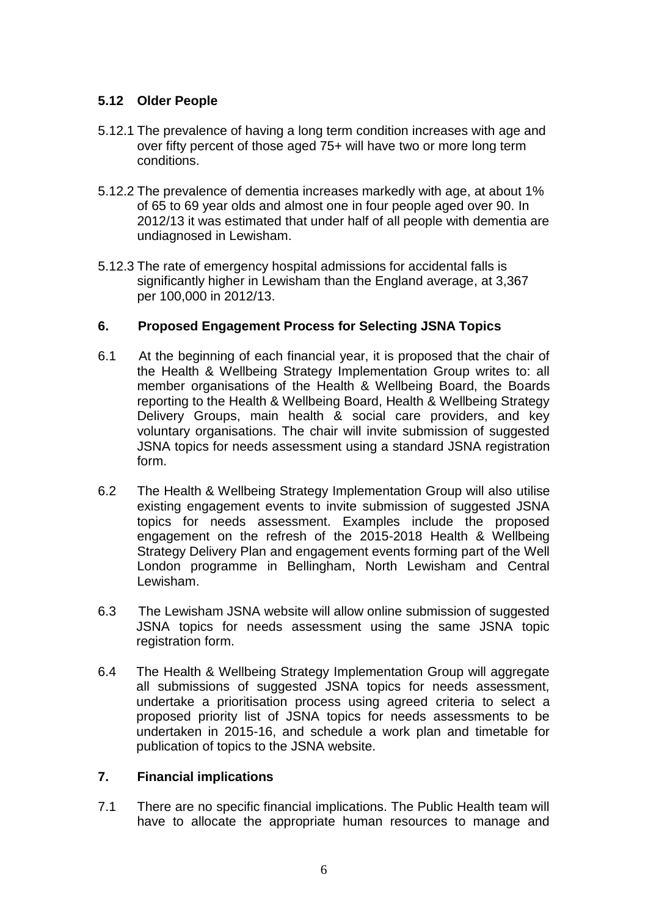### 5.12 Older People

5.12.1 The prevalence of having a long term condition increases with age and over fifty percent of those aged 75+ will have two or more long term conditions.

5.12.2 The prevalence of dementia increases markedly with age, at about 1% of 65 to 69 year olds and almost one in four people aged over 90. In 2012/13 it was estimated that under half of all people with dementia are undiagnosed in Lewisham.

5.12.3 The rate of emergency hospital admissions for accidental falls is significantly higher in Lewisham than the England average, at 3,367 per 100,000 in 2012/13.

## 6. Proposed Engagement Process for Selecting JSNA Topics

6.1 At the beginning of each financial year, it is proposed that the chair of the Health & Wellbeing Strategy Implementation Group writes to: all member organisations of the Health & Wellbeing Board, the Boards reporting to the Health & Wellbeing Board, Health & Wellbeing Strategy Delivery Groups, main health & social care providers, and key voluntary organisations. The chair will invite submission of suggested JSNA topics for needs assessment using a standard JSNA registration form.

6.2 The Health & Wellbeing Strategy Implementation Group will also utilise existing engagement events to invite submission of suggested JSNA topics for needs assessment. Examples include the proposed engagement on the refresh of the 2015-2018 Health & Wellbeing Strategy Delivery Plan and engagement events forming part of the Well London programme in Bellingham, North Lewisham and Central Lewisham.

6.3 The Lewisham JSNA website will allow online submission of suggested JSNA topics for needs assessment using the same JSNA topic registration form.

6.4 The Health & Wellbeing Strategy Implementation Group will aggregate all submissions of suggested JSNA topics for needs assessment, undertake a prioritisation process using agreed criteria to select a proposed priority list of JSNA topics for needs assessments to be undertaken in 2015-16, and schedule a work plan and timetable for publication of topics to the JSNA website.

## 7. Financial implications

7.1 There are no specific financial implications. The Public Health team will have to allocate the appropriate human resources to manage and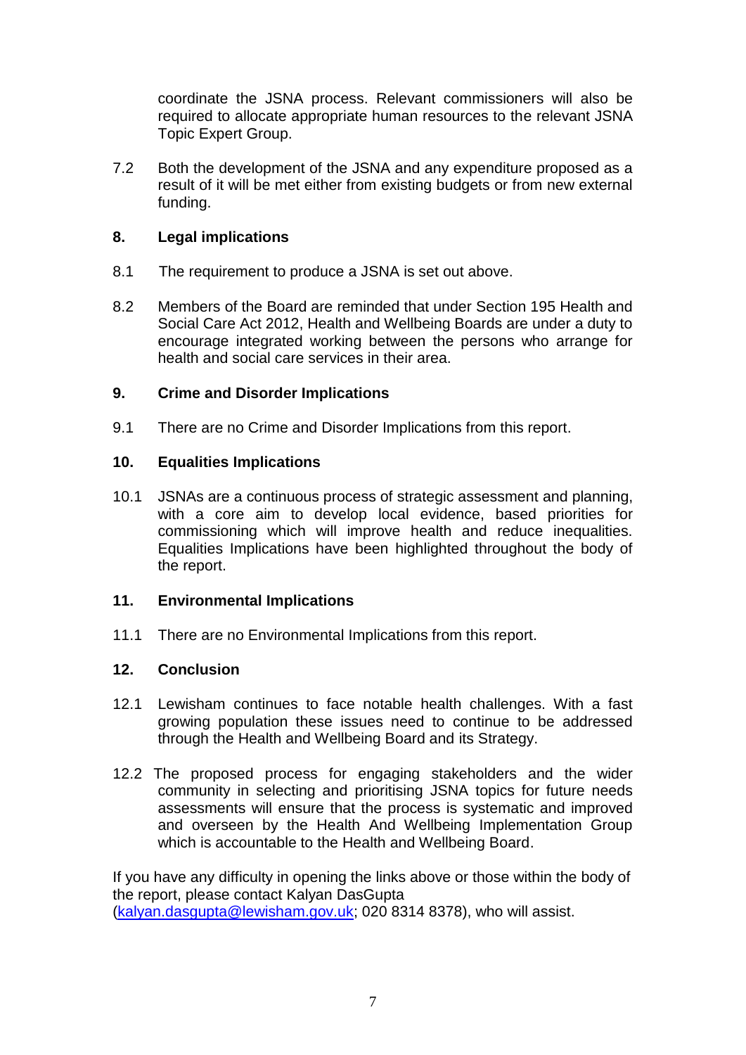coordinate the JSNA process. Relevant commissioners will also be required to allocate appropriate human resources to the relevant JSNA Topic Expert Group.

7.2 Both the development of the JSNA and any expenditure proposed as a result of it will be met either from existing budgets or from new external funding.

## 8. Legal implications

8.1 The requirement to produce a JSNA is set out above.

8.2 Members of the Board are reminded that under Section 195 Health and Social Care Act 2012, Health and Wellbeing Boards are under a duty to encourage integrated working between the persons who arrange for health and social care services in their area.

## 9. Crime and Disorder Implications

9.1 There are no Crime and Disorder Implications from this report.

## 10. Equalities Implications

10.1 JSNAs are a continuous process of strategic assessment and planning, with a core aim to develop local evidence, based priorities for commissioning which will improve health and reduce inequalities. Equalities Implications have been highlighted throughout the body of the report.

## 11. Environmental Implications

11.1 There are no Environmental Implications from this report.

## 12. Conclusion

12.1 Lewisham continues to face notable health challenges. With a fast growing population these issues need to continue to be addressed through the Health and Wellbeing Board and its Strategy.

12.2 The proposed process for engaging stakeholders and the wider community in selecting and prioritising JSNA topics for future needs assessments will ensure that the process is systematic and improved and overseen by the Health And Wellbeing Implementation Group which is accountable to the Health and Wellbeing Board.

If you have any difficulty in opening the links above or those within the body of the report, please contact Kalyan DasGupta (kalyan.dasgupta@lewisham.gov.uk; 020 8314 8378), who will assist.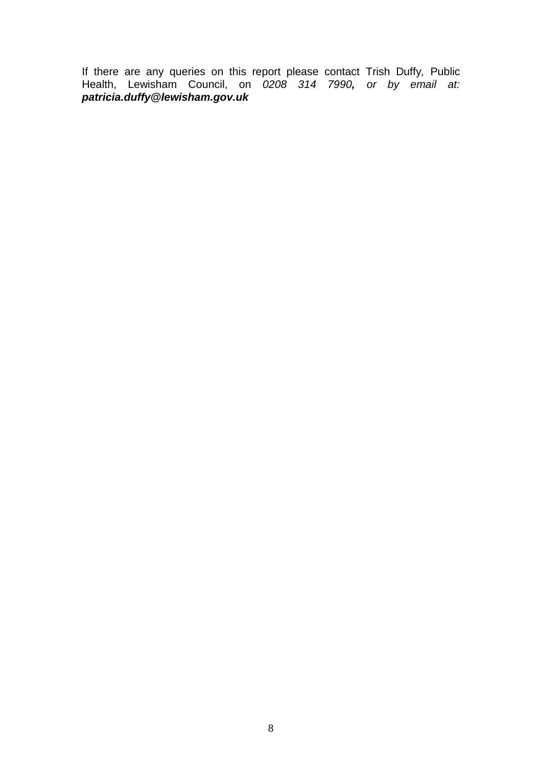If there are any queries on this report please contact Trish Duffy, Public Health, Lewisham Council, on *0208 314 7990****,*** *or by email at:* ***patricia.duffy@lewisham.gov.uk***